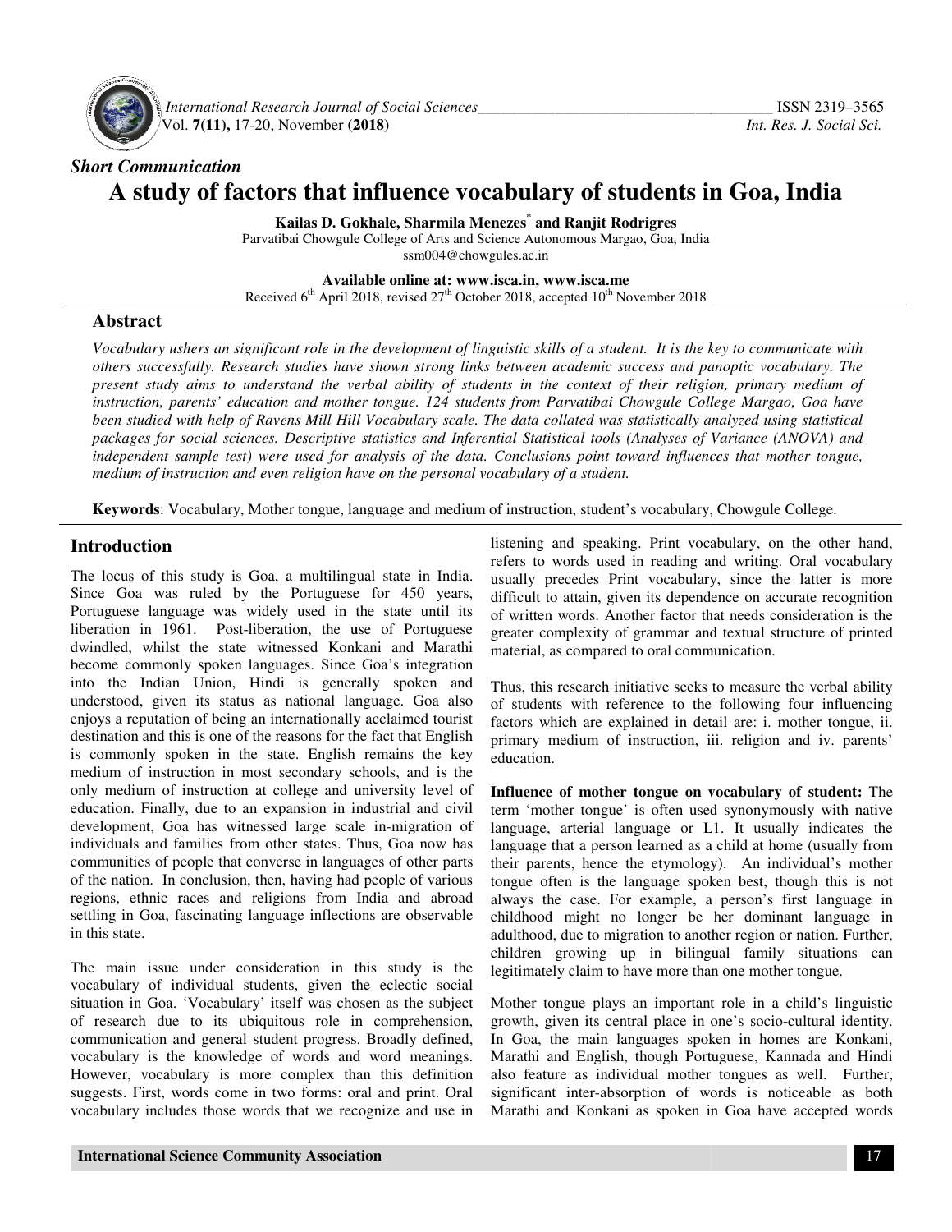*Short Communication*

# A study of factors that influence vocabulary of students in Goa, India

**Kailas D. Gokhale, Sharmila Menezes* and Ranjit Rodrigres**

Parvatibai Chowgule College of Arts and Science Autonomous Margao, Goa, India
ssm004@chowgules.ac.in

**Available online at: www.isca.in, www.isca.me**
Received 6th April 2018, revised 27th October 2018, accepted 10th November 2018

## Abstract

*Vocabulary ushers an significant role in the development of linguistic skills of a student. It is the key to communicate with others successfully. Research studies have shown strong links between academic success and panoptic vocabulary. The present study aims to understand the verbal ability of students in the context of their religion, primary medium of instruction, parents' education and mother tongue. 124 students from Parvatibai Chowgule College Margao, Goa have been studied with help of Ravens Mill Hill Vocabulary scale. The data collated was statistically analyzed using statistical packages for social sciences. Descriptive statistics and Inferential Statistical tools (Analyses of Variance (ANOVA) and independent sample test) were used for analysis of the data. Conclusions point toward influences that mother tongue, medium of instruction and even religion have on the personal vocabulary of a student.*

**Keywords**: Vocabulary, Mother tongue, language and medium of instruction, student's vocabulary, Chowgule College.

## Introduction

The locus of this study is Goa, a multilingual state in India. Since Goa was ruled by the Portuguese for 450 years, Portuguese language was widely used in the state until its liberation in 1961. Post-liberation, the use of Portuguese dwindled, whilst the state witnessed Konkani and Marathi become commonly spoken languages. Since Goa's integration into the Indian Union, Hindi is generally spoken and understood, given its status as national language. Goa also enjoys a reputation of being an internationally acclaimed tourist destination and this is one of the reasons for the fact that English is commonly spoken in the state. English remains the key medium of instruction in most secondary schools, and is the only medium of instruction at college and university level of education. Finally, due to an expansion in industrial and civil development, Goa has witnessed large scale in-migration of individuals and families from other states. Thus, Goa now has communities of people that converse in languages of other parts of the nation. In conclusion, then, having had people of various regions, ethnic races and religions from India and abroad settling in Goa, fascinating language inflections are observable in this state.

The main issue under consideration in this study is the vocabulary of individual students, given the eclectic social situation in Goa. 'Vocabulary' itself was chosen as the subject of research due to its ubiquitous role in comprehension, communication and general student progress. Broadly defined, vocabulary is the knowledge of words and word meanings. However, vocabulary is more complex than this definition suggests. First, words come in two forms: oral and print. Oral vocabulary includes those words that we recognize and use in listening and speaking. Print vocabulary, on the other hand, refers to words used in reading and writing. Oral vocabulary usually precedes Print vocabulary, since the latter is more difficult to attain, given its dependence on accurate recognition of written words. Another factor that needs consideration is the greater complexity of grammar and textual structure of printed material, as compared to oral communication.

Thus, this research initiative seeks to measure the verbal ability of students with reference to the following four influencing factors which are explained in detail are: i. mother tongue, ii. primary medium of instruction, iii. religion and iv. parents' education.

**Influence of mother tongue on vocabulary of student:** The term 'mother tongue' is often used synonymously with native language, arterial language or L1. It usually indicates the language that a person learned as a child at home (usually from their parents, hence the etymology). An individual's mother tongue often is the language spoken best, though this is not always the case. For example, a person's first language in childhood might no longer be her dominant language in adulthood, due to migration to another region or nation. Further, children growing up in bilingual family situations can legitimately claim to have more than one mother tongue.

Mother tongue plays an important role in a child's linguistic growth, given its central place in one's socio-cultural identity. In Goa, the main languages spoken in homes are Konkani, Marathi and English, though Portuguese, Kannada and Hindi also feature as individual mother tongues as well. Further, significant inter-absorption of words is noticeable as both Marathi and Konkani as spoken in Goa have accepted words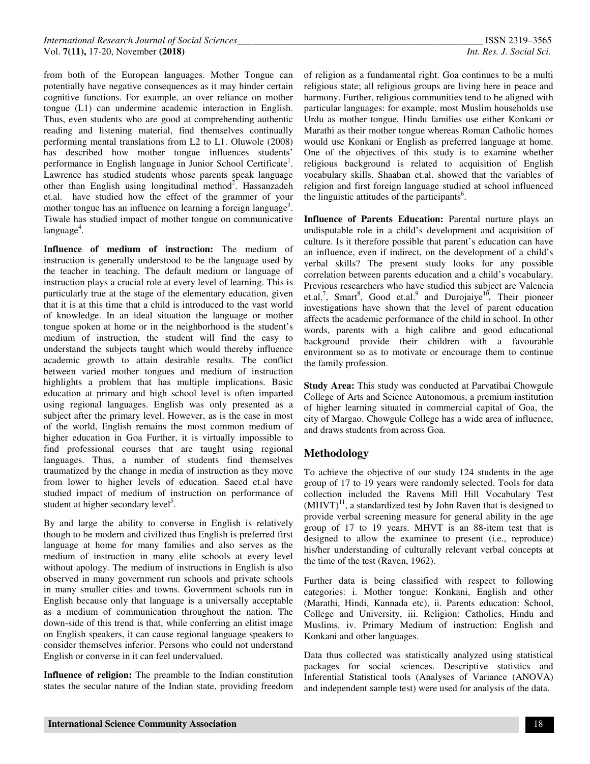from both of the European languages. Mother Tongue can potentially have negative consequences as it may hinder certain cognitive functions. For example, an over reliance on mother tongue (L1) can undermine academic interaction in English. Thus, even students who are good at comprehending authentic reading and listening material, find themselves continually performing mental translations from L2 to L1. Oluwole (2008) has described how mother tongue influences students' performance in English language in Junior School Certificate[1]. Lawrence has studied students whose parents speak language other than English using longitudinal method[2]. Hassanzadeh et.al. have studied how the effect of the grammer of your mother tongue has an influence on learning a foreign language[3]. Tiwale has studied impact of mother tongue on communicative language[4].

**Influence of medium of instruction:** The medium of instruction is generally understood to be the language used by the teacher in teaching. The default medium or language of instruction plays a crucial role at every level of learning. This is particularly true at the stage of the elementary education, given that it is at this time that a child is introduced to the vast world of knowledge. In an ideal situation the language or mother tongue spoken at home or in the neighborhood is the student's medium of instruction, the student will find the easy to understand the subjects taught which would thereby influence academic growth to attain desirable results. The conflict between varied mother tongues and medium of instruction highlights a problem that has multiple implications. Basic education at primary and high school level is often imparted using regional languages. English was only presented as a subject after the primary level. However, as is the case in most of the world, English remains the most common medium of higher education in Goa Further, it is virtually impossible to find professional courses that are taught using regional languages. Thus, a number of students find themselves traumatized by the change in media of instruction as they move from lower to higher levels of education. Saeed et.al have studied impact of medium of instruction on performance of student at higher secondary level[5].

By and large the ability to converse in English is relatively though to be modern and civilized thus English is preferred first language at home for many families and also serves as the medium of instruction in many elite schools at every level without apology. The medium of instructions in English is also observed in many government run schools and private schools in many smaller cities and towns. Government schools run in English because only that language is a universally acceptable as a medium of communication throughout the nation. The down-side of this trend is that, while conferring an elitist image on English speakers, it can cause regional language speakers to consider themselves inferior. Persons who could not understand English or converse in it can feel undervalued.

**Influence of religion:** The preamble to the Indian constitution states the secular nature of the Indian state, providing freedom of religion as a fundamental right. Goa continues to be a multi religious state; all religious groups are living here in peace and harmony. Further, religious communities tend to be aligned with particular languages: for example, most Muslim households use Urdu as mother tongue, Hindu families use either Konkani or Marathi as their mother tongue whereas Roman Catholic homes would use Konkani or English as preferred language at home. One of the objectives of this study is to examine whether religious background is related to acquisition of English vocabulary skills. Shaaban et.al. showed that the variables of religion and first foreign language studied at school influenced the linguistic attitudes of the participants[6].

**Influence of Parents Education:** Parental nurture plays an undisputable role in a child's development and acquisition of culture. Is it therefore possible that parent's education can have an influence, even if indirect, on the development of a child's verbal skills? The present study looks for any possible correlation between parents education and a child's vocabulary. Previous researchers who have studied this subject are Valencia et.al.[7], Smart[8], Good et.al.[9] and Durojaiye[10]. Their pioneer investigations have shown that the level of parent education affects the academic performance of the child in school. In other words, parents with a high calibre and good educational background provide their children with a favourable environment so as to motivate or encourage them to continue the family profession.

**Study Area:** This study was conducted at Parvatibai Chowgule College of Arts and Science Autonomous, a premium institution of higher learning situated in commercial capital of Goa, the city of Margao. Chowgule College has a wide area of influence, and draws students from across Goa.

## Methodology

To achieve the objective of our study 124 students in the age group of 17 to 19 years were randomly selected. Tools for data collection included the Ravens Mill Hill Vocabulary Test (MHVT)[11], a standardized test by John Raven that is designed to provide verbal screening measure for general ability in the age group of 17 to 19 years. MHVT is an 88-item test that is designed to allow the examinee to present (i.e., reproduce) his/her understanding of culturally relevant verbal concepts at the time of the test (Raven, 1962).

Further data is being classified with respect to following categories: i. Mother tongue: Konkani, English and other (Marathi, Hindi, Kannada etc), ii. Parents education: School, College and University, iii. Religion: Catholics, Hindu and Muslims. iv. Primary Medium of instruction: English and Konkani and other languages.

Data thus collected was statistically analyzed using statistical packages for social sciences. Descriptive statistics and Inferential Statistical tools (Analyses of Variance (ANOVA) and independent sample test) were used for analysis of the data.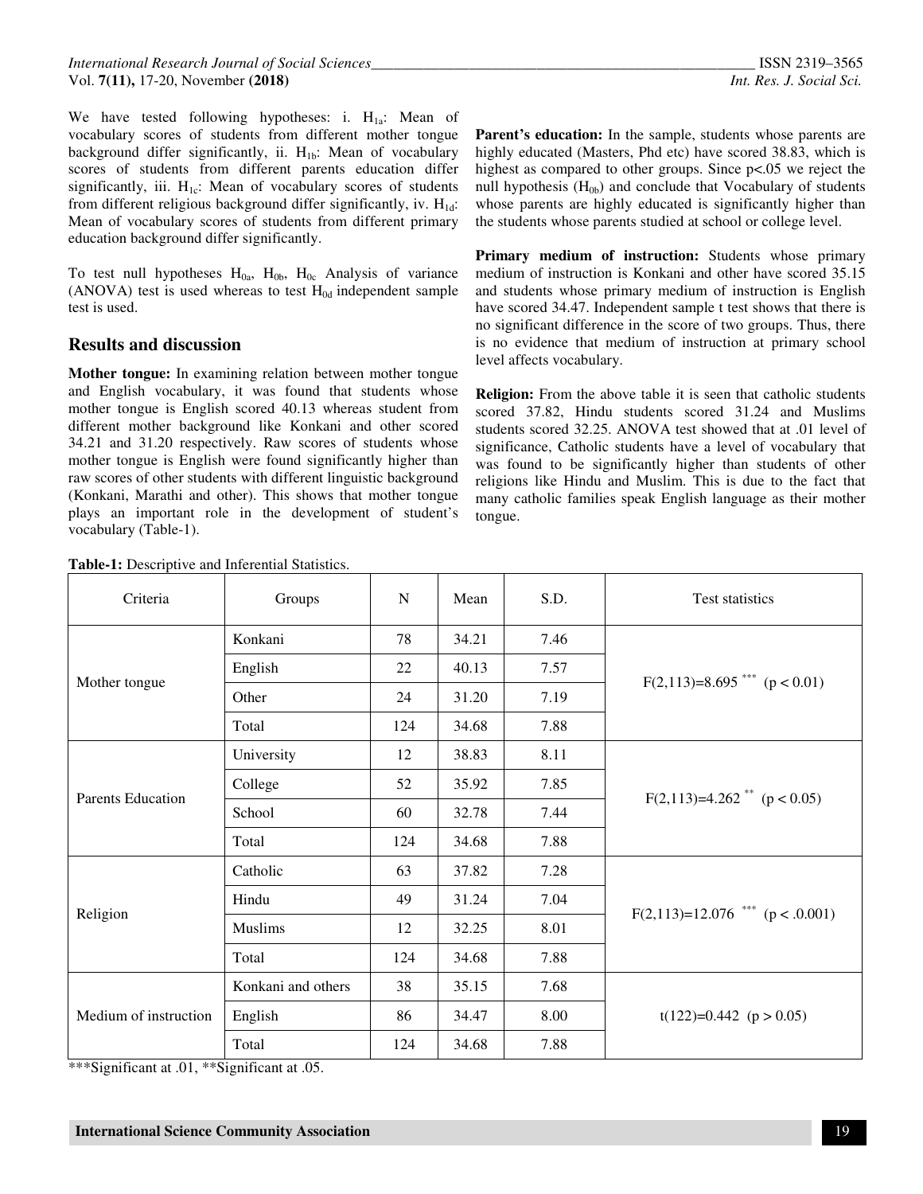We have tested following hypotheses: i. $H_{1a}$: Mean of vocabulary scores of students from different mother tongue background differ significantly, ii. $H_{1b}$: Mean of vocabulary scores of students from different parents education differ significantly, iii. $H_{1c}$: Mean of vocabulary scores of students from different religious background differ significantly, iv. $H_{1d}$: Mean of vocabulary scores of students from different primary education background differ significantly.

To test null hypotheses $H_{0a}$, $H_{0b}$, $H_{0c}$ Analysis of variance (ANOVA) test is used whereas to test $H_{0d}$ independent sample test is used.

## Results and discussion

**Mother tongue:** In examining relation between mother tongue and English vocabulary, it was found that students whose mother tongue is English scored 40.13 whereas student from different mother background like Konkani and other scored 34.21 and 31.20 respectively. Raw scores of students whose mother tongue is English were found significantly higher than raw scores of other students with different linguistic background (Konkani, Marathi and other). This shows that mother tongue plays an important role in the development of student's vocabulary (Table-1).

**Parent's education:** In the sample, students whose parents are highly educated (Masters, Phd etc) have scored 38.83, which is highest as compared to other groups. Since p<.05 we reject the null hypothesis ($H_{0b}$) and conclude that Vocabulary of students whose parents are highly educated is significantly higher than the students whose parents studied at school or college level.

**Primary medium of instruction:** Students whose primary medium of instruction is Konkani and other have scored 35.15 and students whose primary medium of instruction is English have scored 34.47. Independent sample t test shows that there is no significant difference in the score of two groups. Thus, there is no evidence that medium of instruction at primary school level affects vocabulary.

**Religion:** From the above table it is seen that catholic students scored 37.82, Hindu students scored 31.24 and Muslims students scored 32.25. ANOVA test showed that at .01 level of significance, Catholic students have a level of vocabulary that was found to be significantly higher than students of other religions like Hindu and Muslim. This is due to the fact that many catholic families speak English language as their mother tongue.

**Table-1:** Descriptive and Inferential Statistics.

| Criteria | Groups | N | Mean | S.D. | Test statistics |
|---|---|---|---|---|---|
| Mother tongue | Konkani | 78 | 34.21 | 7.46 | $F(2,113)=8.695^{***}$ ($p < 0.01$) |
| | English | 22 | 40.13 | 7.57 | |
| | Other | 24 | 31.20 | 7.19 | |
| | Total | 124 | 34.68 | 7.88 | |
| Parents Education | University | 12 | 38.83 | 8.11 | $F(2,113)=4.262^{**}$ ($p < 0.05$) |
| | College | 52 | 35.92 | 7.85 | |
| | School | 60 | 32.78 | 7.44 | |
| | Total | 124 | 34.68 | 7.88 | |
| Religion | Catholic | 63 | 37.82 | 7.28 | $F(2,113)=12.076^{***}$ ($p < .0.001$) |
| | Hindu | 49 | 31.24 | 7.04 | |
| | Muslims | 12 | 32.25 | 8.01 | |
| | Total | 124 | 34.68 | 7.88 | |
| Medium of instruction | Konkani and others | 38 | 35.15 | 7.68 | $t(122)=0.442$ ($p > 0.05$) |
| | English | 86 | 34.47 | 8.00 | |
| | Total | 124 | 34.68 | 7.88 | |

***Significant at .01, **Significant at .05.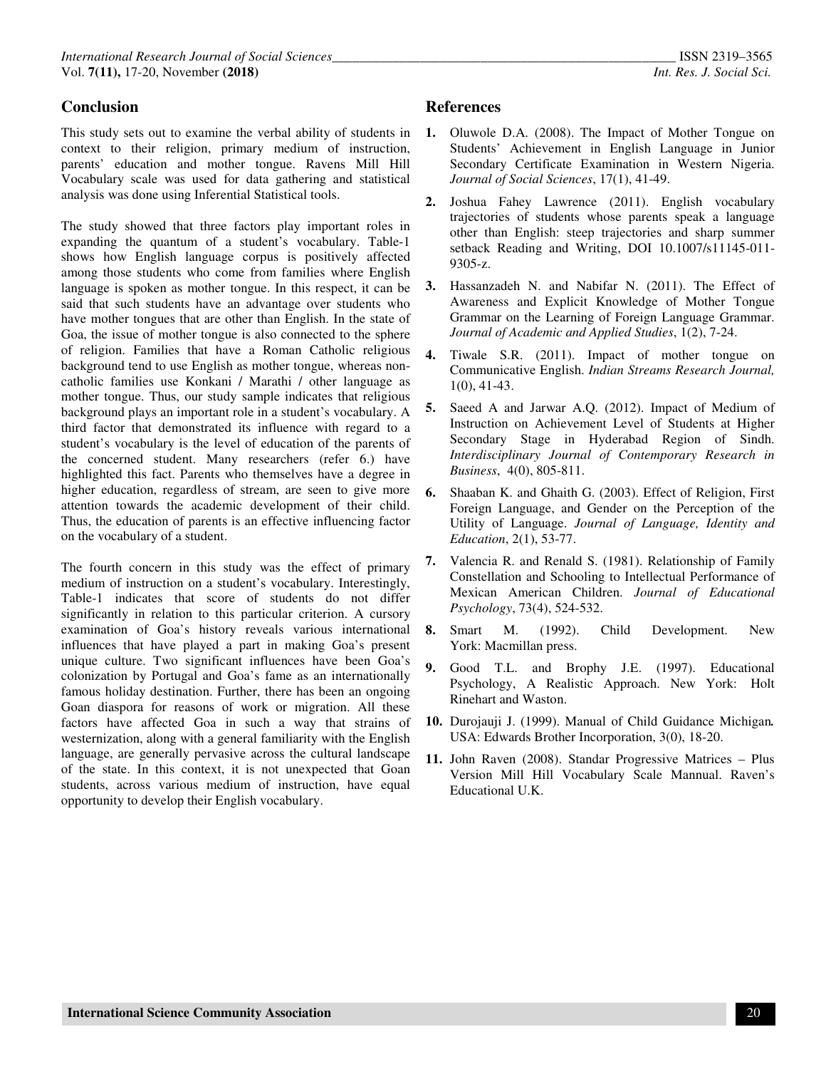## Conclusion

This study sets out to examine the verbal ability of students in context to their religion, primary medium of instruction, parents' education and mother tongue. Ravens Mill Hill Vocabulary scale was used for data gathering and statistical analysis was done using Inferential Statistical tools.

The study showed that three factors play important roles in expanding the quantum of a student's vocabulary. Table-1 shows how English language corpus is positively affected among those students who come from families where English language is spoken as mother tongue. In this respect, it can be said that such students have an advantage over students who have mother tongues that are other than English. In the state of Goa, the issue of mother tongue is also connected to the sphere of religion. Families that have a Roman Catholic religious background tend to use English as mother tongue, whereas non-catholic families use Konkani / Marathi / other language as mother tongue. Thus, our study sample indicates that religious background plays an important role in a student's vocabulary. A third factor that demonstrated its influence with regard to a student's vocabulary is the level of education of the parents of the concerned student. Many researchers (refer 6.) have highlighted this fact. Parents who themselves have a degree in higher education, regardless of stream, are seen to give more attention towards the academic development of their child. Thus, the education of parents is an effective influencing factor on the vocabulary of a student.

The fourth concern in this study was the effect of primary medium of instruction on a student's vocabulary. Interestingly, Table-1 indicates that score of students do not differ significantly in relation to this particular criterion. A cursory examination of Goa's history reveals various international influences that have played a part in making Goa's present unique culture. Two significant influences have been Goa's colonization by Portugal and Goa's fame as an internationally famous holiday destination. Further, there has been an ongoing Goan diaspora for reasons of work or migration. All these factors have affected Goa in such a way that strains of westernization, along with a general familiarity with the English language, are generally pervasive across the cultural landscape of the state. In this context, it is not unexpected that Goan students, across various medium of instruction, have equal opportunity to develop their English vocabulary.

## References

1. Oluwole D.A. (2008). The Impact of Mother Tongue on Students' Achievement in English Language in Junior Secondary Certificate Examination in Western Nigeria. *Journal of Social Sciences*, 17(1), 41-49.
2. Joshua Fahey Lawrence (2011). English vocabulary trajectories of students whose parents speak a language other than English: steep trajectories and sharp summer setback Reading and Writing, DOI 10.1007/s11145-011-9305-z.
3. Hassanzadeh N. and Nabifar N. (2011). The Effect of Awareness and Explicit Knowledge of Mother Tongue Grammar on the Learning of Foreign Language Grammar. *Journal of Academic and Applied Studies*, 1(2), 7-24.
4. Tiwale S.R. (2011). Impact of mother tongue on Communicative English. *Indian Streams Research Journal,* 1(0), 41-43.
5. Saeed A and Jarwar A.Q. (2012). Impact of Medium of Instruction on Achievement Level of Students at Higher Secondary Stage in Hyderabad Region of Sindh. *Interdisciplinary Journal of Contemporary Research in Business*, 4(0), 805-811.
6. Shaaban K. and Ghaith G. (2003). Effect of Religion, First Foreign Language, and Gender on the Perception of the Utility of Language. *Journal of Language, Identity and Education*, 2(1), 53-77.
7. Valencia R. and Renald S. (1981). Relationship of Family Constellation and Schooling to Intellectual Performance of Mexican American Children. *Journal of Educational Psychology*, 73(4), 524-532.
8. Smart M. (1992). Child Development. New York: Macmillan press.
9. Good T.L. and Brophy J.E. (1997). Educational Psychology, A Realistic Approach. New York: Holt Rinehart and Waston.
10. Durojauji J. (1999). Manual of Child Guidance Michigan*.* USA: Edwards Brother Incorporation, 3(0), 18-20.
11. John Raven (2008). Standar Progressive Matrices – Plus Version Mill Hill Vocabulary Scale Mannual. Raven's Educational U.K.